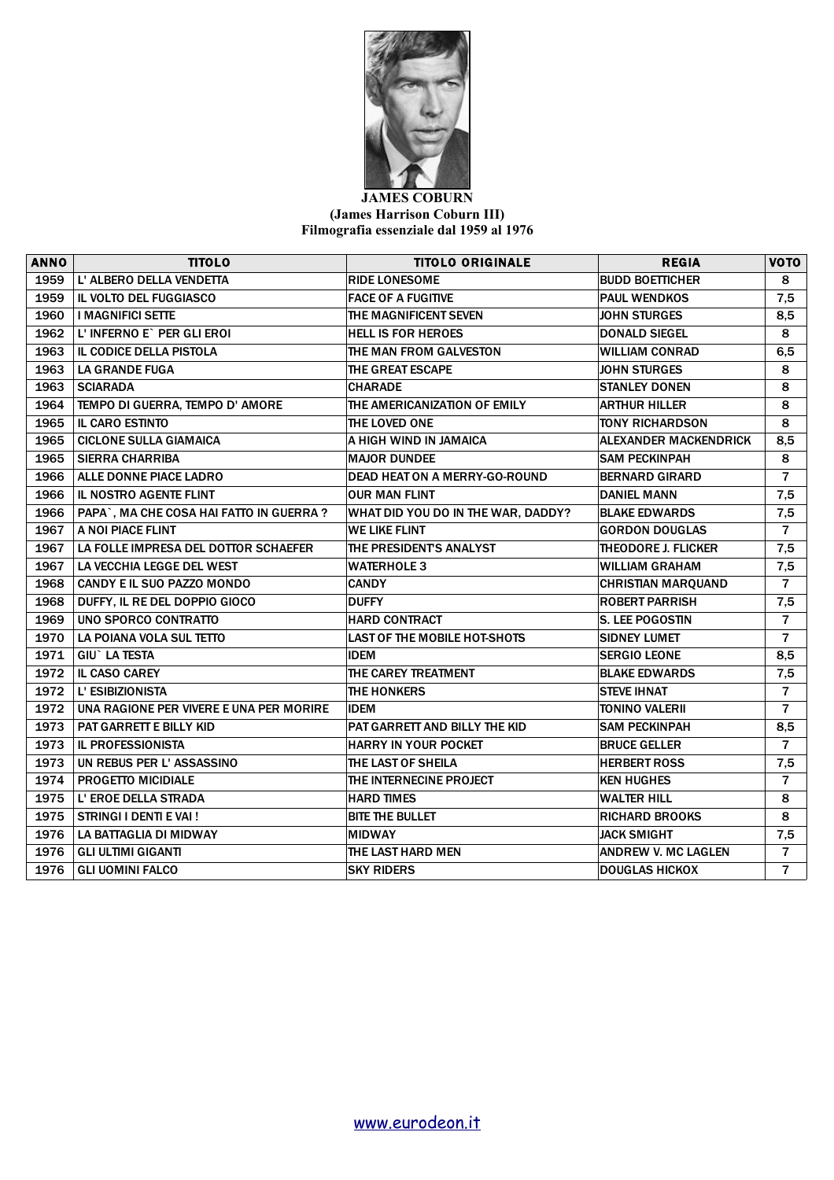**JAMES COBURN**
**(James Harrison Coburn III)**
**Filmografia essenziale dal 1959 al 1976**

| ANNO | TITOLO | TITOLO ORIGINALE | REGIA | VOTO |
|---|---|---|---|---|
| 1959 | L' ALBERO DELLA VENDETTA | RIDE LONESOME | BUDD BOETTICHER | 8 |
| 1959 | IL VOLTO DEL FUGGIASCO | FACE OF A FUGITIVE | PAUL WENDKOS | 7,5 |
| 1960 | I MAGNIFICI SETTE | THE MAGNIFICENT SEVEN | JOHN STURGES | 8,5 |
| 1962 | L' INFERNO E` PER GLI EROI | HELL IS FOR HEROES | DONALD SIEGEL | 8 |
| 1963 | IL CODICE DELLA PISTOLA | THE MAN FROM GALVESTON | WILLIAM CONRAD | 6,5 |
| 1963 | LA GRANDE FUGA | THE GREAT ESCAPE | JOHN STURGES | 8 |
| 1963 | SCIARADA | CHARADE | STANLEY DONEN | 8 |
| 1964 | TEMPO DI GUERRA, TEMPO D' AMORE | THE AMERICANIZATION OF EMILY | ARTHUR HILLER | 8 |
| 1965 | IL CARO ESTINTO | THE LOVED ONE | TONY RICHARDSON | 8 |
| 1965 | CICLONE SULLA GIAMAICA | A HIGH WIND IN JAMAICA | ALEXANDER MACKENDRICK | 8,5 |
| 1965 | SIERRA CHARRIBA | MAJOR DUNDEE | SAM PECKINPAH | 8 |
| 1966 | ALLE DONNE PIACE LADRO | DEAD HEAT ON A MERRY-GO-ROUND | BERNARD GIRARD | 7 |
| 1966 | IL NOSTRO AGENTE FLINT | OUR MAN FLINT | DANIEL MANN | 7,5 |
| 1966 | PAPA`, MA CHE COSA HAI FATTO IN GUERRA ? | WHAT DID YOU DO IN THE WAR, DADDY? | BLAKE EDWARDS | 7,5 |
| 1967 | A NOI PIACE FLINT | WE LIKE FLINT | GORDON DOUGLAS | 7 |
| 1967 | LA FOLLE IMPRESA DEL DOTTOR SCHAEFER | THE PRESIDENT'S ANALYST | THEODORE J. FLICKER | 7,5 |
| 1967 | LA VECCHIA LEGGE DEL WEST | WATERHOLE 3 | WILLIAM GRAHAM | 7,5 |
| 1968 | CANDY E IL SUO PAZZO MONDO | CANDY | CHRISTIAN MARQUAND | 7 |
| 1968 | DUFFY, IL RE DEL DOPPIO GIOCO | DUFFY | ROBERT PARRISH | 7,5 |
| 1969 | UNO SPORCO CONTRATTO | HARD CONTRACT | S. LEE POGOSTIN | 7 |
| 1970 | LA POIANA VOLA SUL TETTO | LAST OF THE MOBILE HOT-SHOTS | SIDNEY LUMET | 7 |
| 1971 | GIU` LA TESTA | IDEM | SERGIO LEONE | 8,5 |
| 1972 | IL CASO CAREY | THE CAREY TREATMENT | BLAKE EDWARDS | 7,5 |
| 1972 | L' ESIBIZIONISTA | THE HONKERS | STEVE IHNAT | 7 |
| 1972 | UNA RAGIONE PER VIVERE E UNA PER MORIRE | IDEM | TONINO VALERII | 7 |
| 1973 | PAT GARRETT E BILLY KID | PAT GARRETT AND BILLY THE KID | SAM PECKINPAH | 8,5 |
| 1973 | IL PROFESSIONISTA | HARRY IN YOUR POCKET | BRUCE GELLER | 7 |
| 1973 | UN REBUS PER L' ASSASSINO | THE LAST OF SHEILA | HERBERT ROSS | 7,5 |
| 1974 | PROGETTO MICIDIALE | THE INTERNECINE PROJECT | KEN HUGHES | 7 |
| 1975 | L' EROE DELLA STRADA | HARD TIMES | WALTER HILL | 8 |
| 1975 | STRINGI I DENTI E VAI ! | BITE THE BULLET | RICHARD BROOKS | 8 |
| 1976 | LA BATTAGLIA DI MIDWAY | MIDWAY | JACK SMIGHT | 7,5 |
| 1976 | GLI ULTIMI GIGANTI | THE LAST HARD MEN | ANDREW V. MC LAGLEN | 7 |
| 1976 | GLI UOMINI FALCO | SKY RIDERS | DOUGLAS HICKOX | 7 |

www.eurodeon.it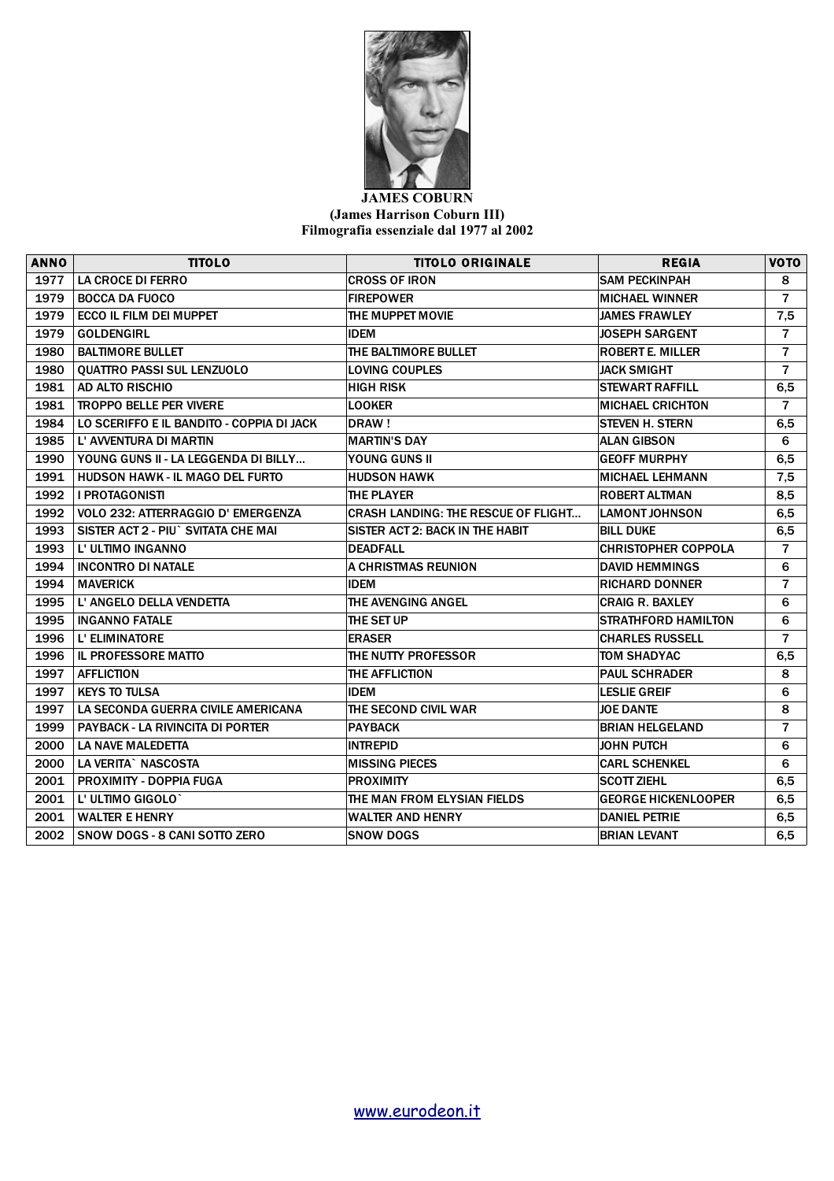**JAMES COBURN**
**(James Harrison Coburn III)**
**Filmografia essenziale dal 1977 al 2002**

| ANNO | TITOLO | TITOLO ORIGINALE | REGIA | VOTO |
|---|---|---|---|---|
| 1977 | LA CROCE DI FERRO | CROSS OF IRON | SAM PECKINPAH | 8 |
| 1979 | BOCCA DA FUOCO | FIREPOWER | MICHAEL WINNER | 7 |
| 1979 | ECCO IL FILM DEI MUPPET | THE MUPPET MOVIE | JAMES FRAWLEY | 7,5 |
| 1979 | GOLDENGIRL | IDEM | JOSEPH SARGENT | 7 |
| 1980 | BALTIMORE BULLET | THE BALTIMORE BULLET | ROBERT E. MILLER | 7 |
| 1980 | QUATTRO PASSI SUL LENZUOLO | LOVING COUPLES | JACK SMIGHT | 7 |
| 1981 | AD ALTO RISCHIO | HIGH RISK | STEWART RAFFILL | 6,5 |
| 1981 | TROPPO BELLE PER VIVERE | LOOKER | MICHAEL CRICHTON | 7 |
| 1984 | LO SCERIFFO E IL BANDITO - COPPIA DI JACK | DRAW ! | STEVEN H. STERN | 6,5 |
| 1985 | L' AVVENTURA DI MARTIN | MARTIN'S DAY | ALAN GIBSON | 6 |
| 1990 | YOUNG GUNS II - LA LEGGENDA DI BILLY... | YOUNG GUNS II | GEOFF MURPHY | 6,5 |
| 1991 | HUDSON HAWK - IL MAGO DEL FURTO | HUDSON HAWK | MICHAEL LEHMANN | 7,5 |
| 1992 | I PROTAGONISTI | THE PLAYER | ROBERT ALTMAN | 8,5 |
| 1992 | VOLO 232: ATTERRAGGIO D' EMERGENZA | CRASH LANDING: THE RESCUE OF FLIGHT... | LAMONT JOHNSON | 6,5 |
| 1993 | SISTER ACT 2 - PIU` SVITATA CHE MAI | SISTER ACT 2: BACK IN THE HABIT | BILL DUKE | 6,5 |
| 1993 | L' ULTIMO INGANNO | DEADFALL | CHRISTOPHER COPPOLA | 7 |
| 1994 | INCONTRO DI NATALE | A CHRISTMAS REUNION | DAVID HEMMINGS | 6 |
| 1994 | MAVERICK | IDEM | RICHARD DONNER | 7 |
| 1995 | L' ANGELO DELLA VENDETTA | THE AVENGING ANGEL | CRAIG R. BAXLEY | 6 |
| 1995 | INGANNO FATALE | THE SET UP | STRATHFORD HAMILTON | 6 |
| 1996 | L' ELIMINATORE | ERASER | CHARLES RUSSELL | 7 |
| 1996 | IL PROFESSORE MATTO | THE NUTTY PROFESSOR | TOM SHADYAC | 6,5 |
| 1997 | AFFLICTION | THE AFFLICTION | PAUL SCHRADER | 8 |
| 1997 | KEYS TO TULSA | IDEM | LESLIE GREIF | 6 |
| 1997 | LA SECONDA GUERRA CIVILE AMERICANA | THE SECOND CIVIL WAR | JOE DANTE | 8 |
| 1999 | PAYBACK - LA RIVINCITA DI PORTER | PAYBACK | BRIAN HELGELAND | 7 |
| 2000 | LA NAVE MALEDETTA | INTREPID | JOHN PUTCH | 6 |
| 2000 | LA VERITA` NASCOSTA | MISSING PIECES | CARL SCHENKEL | 6 |
| 2001 | PROXIMITY - DOPPIA FUGA | PROXIMITY | SCOTT ZIEHL | 6,5 |
| 2001 | L' ULTIMO GIGOLO` | THE MAN FROM ELYSIAN FIELDS | GEORGE HICKENLOOPER | 6,5 |
| 2001 | WALTER E HENRY | WALTER AND HENRY | DANIEL PETRIE | 6,5 |
| 2002 | SNOW DOGS - 8 CANI SOTTO ZERO | SNOW DOGS | BRIAN LEVANT | 6,5 |

www.eurodeon.it